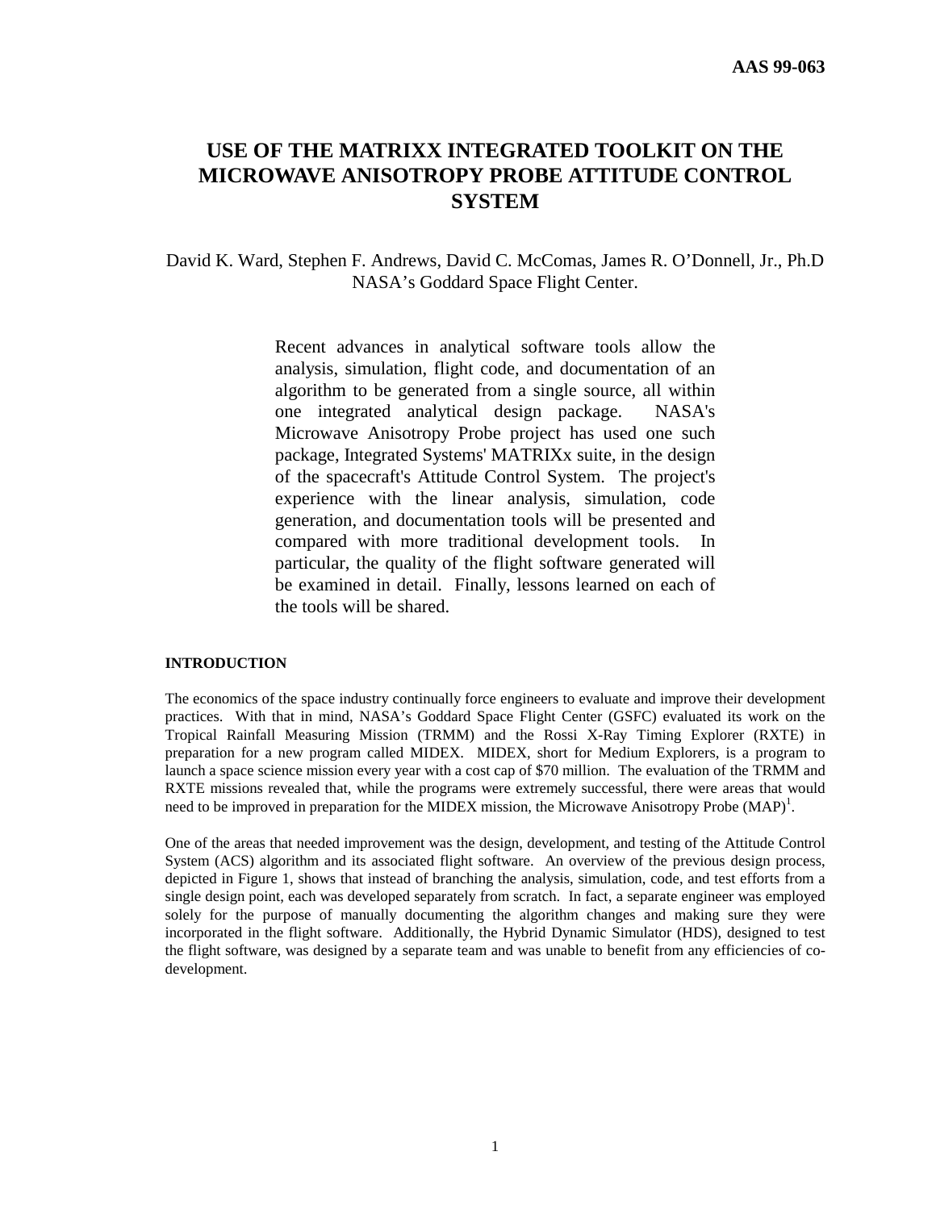AAS 99-063

# USE OF THE MATRIXX INTEGRATED TOOLKIT ON THE MICROWAVE ANISOTROPY PROBE ATTITUDE CONTROL SYSTEM

David K. Ward, Stephen F. Andrews, David C. McComas, James R. O'Donnell, Jr., Ph.D
NASA's Goddard Space Flight Center.

Recent advances in analytical software tools allow the analysis, simulation, flight code, and documentation of an algorithm to be generated from a single source, all within one integrated analytical design package. NASA's Microwave Anisotropy Probe project has used one such package, Integrated Systems' MATRIXx suite, in the design of the spacecraft's Attitude Control System. The project's experience with the linear analysis, simulation, code generation, and documentation tools will be presented and compared with more traditional development tools. In particular, the quality of the flight software generated will be examined in detail. Finally, lessons learned on each of the tools will be shared.

## INTRODUCTION

The economics of the space industry continually force engineers to evaluate and improve their development practices. With that in mind, NASA's Goddard Space Flight Center (GSFC) evaluated its work on the Tropical Rainfall Measuring Mission (TRMM) and the Rossi X-Ray Timing Explorer (RXTE) in preparation for a new program called MIDEX. MIDEX, short for Medium Explorers, is a program to launch a space science mission every year with a cost cap of $70 million. The evaluation of the TRMM and RXTE missions revealed that, while the programs were extremely successful, there were areas that would need to be improved in preparation for the MIDEX mission, the Microwave Anisotropy Probe (MAP)[1].

One of the areas that needed improvement was the design, development, and testing of the Attitude Control System (ACS) algorithm and its associated flight software. An overview of the previous design process, depicted in Figure 1, shows that instead of branching the analysis, simulation, code, and test efforts from a single design point, each was developed separately from scratch. In fact, a separate engineer was employed solely for the purpose of manually documenting the algorithm changes and making sure they were incorporated in the flight software. Additionally, the Hybrid Dynamic Simulator (HDS), designed to test the flight software, was designed by a separate team and was unable to benefit from any efficiencies of co-development.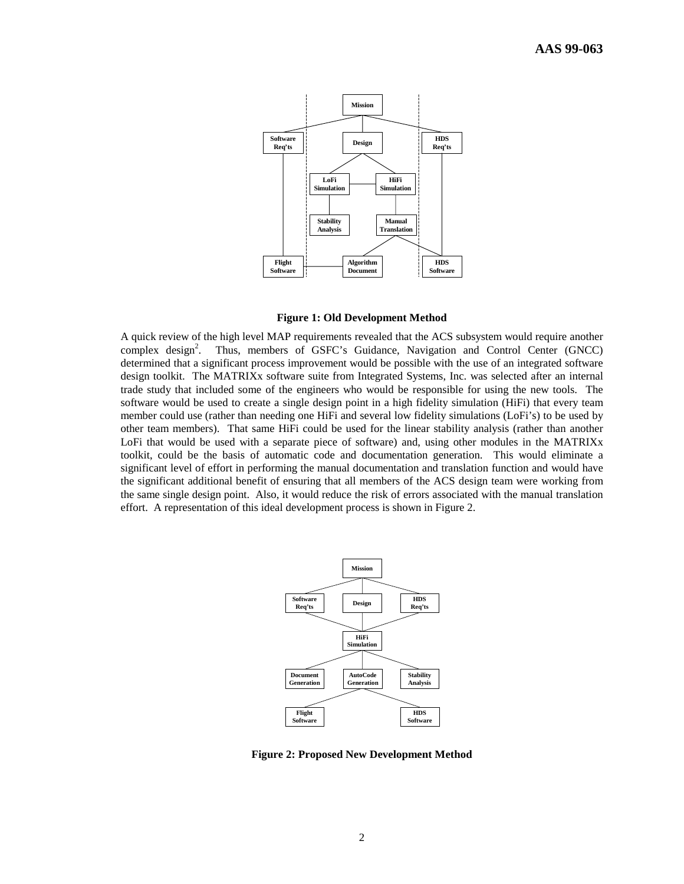**Figure 1: Old Development Method**

A quick review of the high level MAP requirements revealed that the ACS subsystem would require another complex design[2]. Thus, members of GSFC's Guidance, Navigation and Control Center (GNCC) determined that a significant process improvement would be possible with the use of an integrated software design toolkit. The MATRIXx software suite from Integrated Systems, Inc. was selected after an internal trade study that included some of the engineers who would be responsible for using the new tools. The software would be used to create a single design point in a high fidelity simulation (HiFi) that every team member could use (rather than needing one HiFi and several low fidelity simulations (LoFi's) to be used by other team members). That same HiFi could be used for the linear stability analysis (rather than another LoFi that would be used with a separate piece of software) and, using other modules in the MATRIXx toolkit, could be the basis of automatic code and documentation generation. This would eliminate a significant level of effort in performing the manual documentation and translation function and would have the significant additional benefit of ensuring that all members of the ACS design team were working from the same single design point. Also, it would reduce the risk of errors associated with the manual translation effort. A representation of this ideal development process is shown in Figure 2.

**Figure 2: Proposed New Development Method**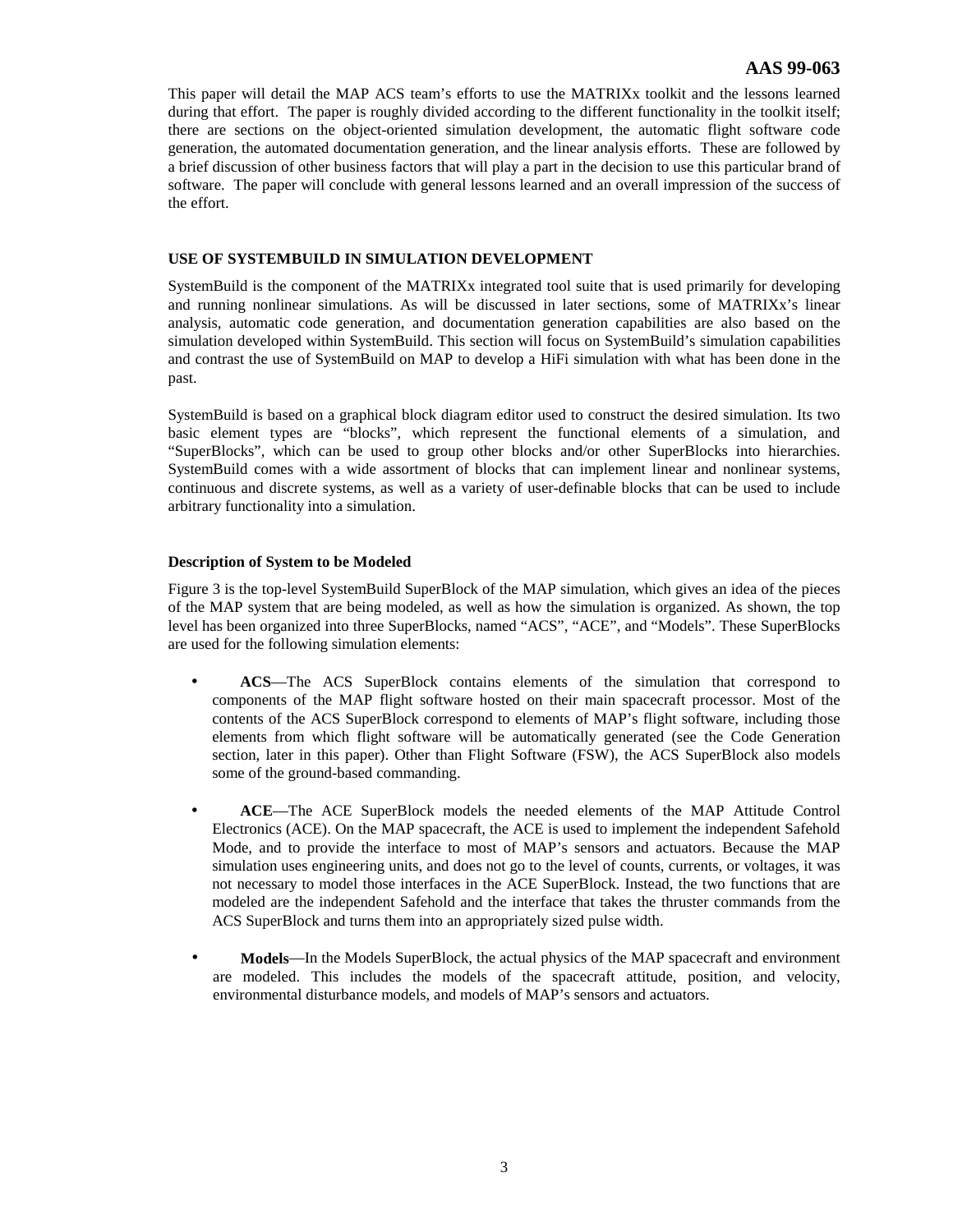This paper will detail the MAP ACS team's efforts to use the MATRIXx toolkit and the lessons learned during that effort. The paper is roughly divided according to the different functionality in the toolkit itself; there are sections on the object-oriented simulation development, the automatic flight software code generation, the automated documentation generation, and the linear analysis efforts. These are followed by a brief discussion of other business factors that will play a part in the decision to use this particular brand of software. The paper will conclude with general lessons learned and an overall impression of the success of the effort.

## USE OF SYSTEMBUILD IN SIMULATION DEVELOPMENT

SystemBuild is the component of the MATRIXx integrated tool suite that is used primarily for developing and running nonlinear simulations. As will be discussed in later sections, some of MATRIXx's linear analysis, automatic code generation, and documentation generation capabilities are also based on the simulation developed within SystemBuild. This section will focus on SystemBuild's simulation capabilities and contrast the use of SystemBuild on MAP to develop a HiFi simulation with what has been done in the past.

SystemBuild is based on a graphical block diagram editor used to construct the desired simulation. Its two basic element types are "blocks", which represent the functional elements of a simulation, and "SuperBlocks", which can be used to group other blocks and/or other SuperBlocks into hierarchies. SystemBuild comes with a wide assortment of blocks that can implement linear and nonlinear systems, continuous and discrete systems, as well as a variety of user-definable blocks that can be used to include arbitrary functionality into a simulation.

### Description of System to be Modeled

Figure 3 is the top-level SystemBuild SuperBlock of the MAP simulation, which gives an idea of the pieces of the MAP system that are being modeled, as well as how the simulation is organized. As shown, the top level has been organized into three SuperBlocks, named "ACS", "ACE", and "Models". These SuperBlocks are used for the following simulation elements:

- **ACS**—The ACS SuperBlock contains elements of the simulation that correspond to components of the MAP flight software hosted on their main spacecraft processor. Most of the contents of the ACS SuperBlock correspond to elements of MAP's flight software, including those elements from which flight software will be automatically generated (see the Code Generation section, later in this paper). Other than Flight Software (FSW), the ACS SuperBlock also models some of the ground-based commanding.

- **ACE**—The ACE SuperBlock models the needed elements of the MAP Attitude Control Electronics (ACE). On the MAP spacecraft, the ACE is used to implement the independent Safehold Mode, and to provide the interface to most of MAP's sensors and actuators. Because the MAP simulation uses engineering units, and does not go to the level of counts, currents, or voltages, it was not necessary to model those interfaces in the ACE SuperBlock. Instead, the two functions that are modeled are the independent Safehold and the interface that takes the thruster commands from the ACS SuperBlock and turns them into an appropriately sized pulse width.

- **Models**—In the Models SuperBlock, the actual physics of the MAP spacecraft and environment are modeled. This includes the models of the spacecraft attitude, position, and velocity, environmental disturbance models, and models of MAP's sensors and actuators.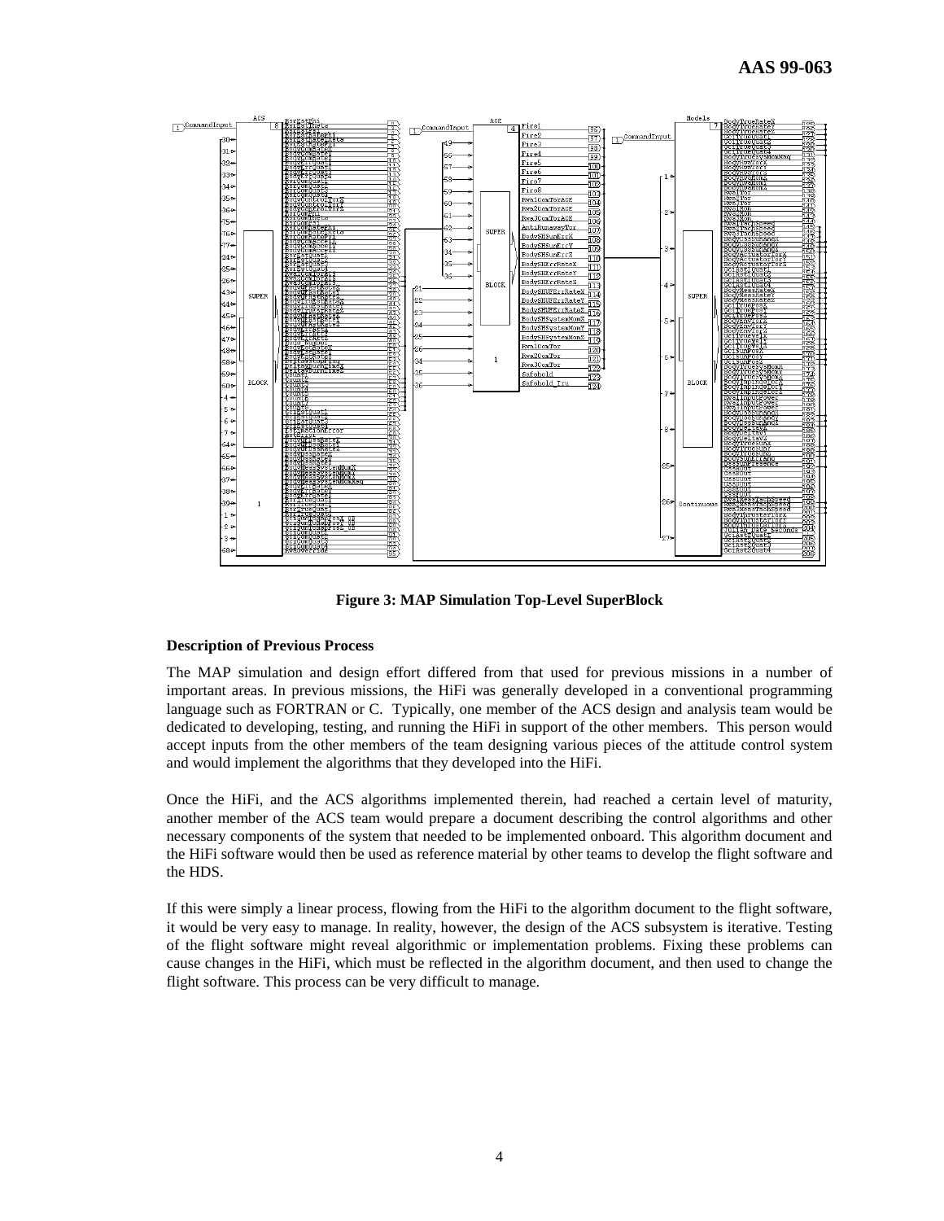**Figure 3: MAP Simulation Top-Level SuperBlock**

#### Description of Previous Process

The MAP simulation and design effort differed from that used for previous missions in a number of important areas. In previous missions, the HiFi was generally developed in a conventional programming language such as FORTRAN or C. Typically, one member of the ACS design and analysis team would be dedicated to developing, testing, and running the HiFi in support of the other members. This person would accept inputs from the other members of the team designing various pieces of the attitude control system and would implement the algorithms that they developed into the HiFi.

Once the HiFi, and the ACS algorithms implemented therein, had reached a certain level of maturity, another member of the ACS team would prepare a document describing the control algorithms and other necessary components of the system that needed to be implemented onboard. This algorithm document and the HiFi software would then be used as reference material by other teams to develop the flight software and the HDS.

If this were simply a linear process, flowing from the HiFi to the algorithm document to the flight software, it would be very easy to manage. In reality, however, the design of the ACS subsystem is iterative. Testing of the flight software might reveal algorithmic or implementation problems. Fixing these problems can cause changes in the HiFi, which must be reflected in the algorithm document, and then used to change the flight software. This process can be very difficult to manage.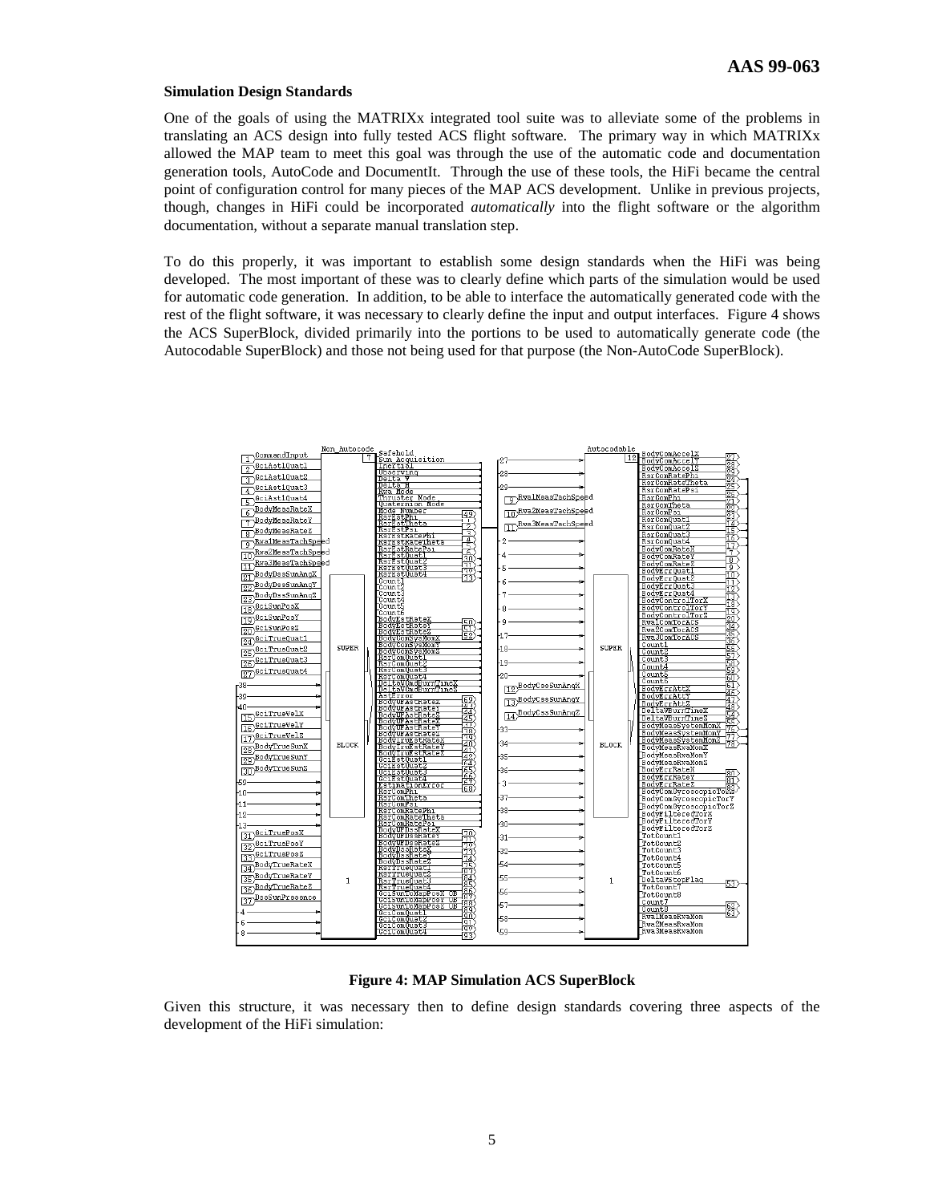**Simulation Design Standards**

One of the goals of using the MATRIXx integrated tool suite was to alleviate some of the problems in translating an ACS design into fully tested ACS flight software. The primary way in which MATRIXx allowed the MAP team to meet this goal was through the use of the automatic code and documentation generation tools, AutoCode and DocumentIt. Through the use of these tools, the HiFi became the central point of configuration control for many pieces of the MAP ACS development. Unlike in previous projects, though, changes in HiFi could be incorporated *automatically* into the flight software or the algorithm documentation, without a separate manual translation step.

To do this properly, it was important to establish some design standards when the HiFi was being developed. The most important of these was to clearly define which parts of the simulation would be used for automatic code generation. In addition, to be able to interface the automatically generated code with the rest of the flight software, it was necessary to clearly define the input and output interfaces. Figure 4 shows the ACS SuperBlock, divided primarily into the portions to be used to automatically generate code (the Autocodable SuperBlock) and those not being used for that purpose (the Non-AutoCode SuperBlock).

**Figure 4: MAP Simulation ACS SuperBlock**

Given this structure, it was necessary then to define design standards covering three aspects of the development of the HiFi simulation: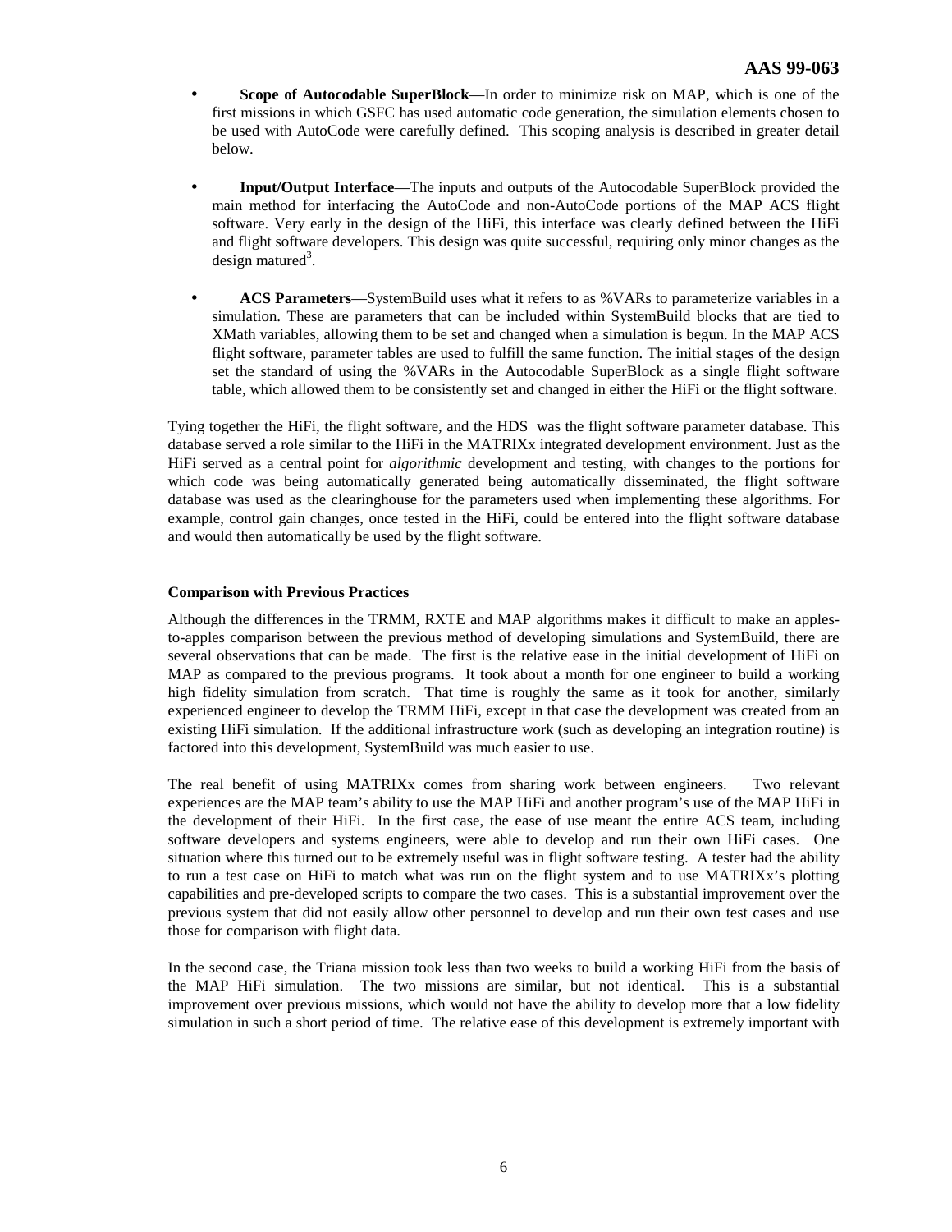- **Scope of Autocodable SuperBlock**—In order to minimize risk on MAP, which is one of the first missions in which GSFC has used automatic code generation, the simulation elements chosen to be used with AutoCode were carefully defined. This scoping analysis is described in greater detail below.

- **Input/Output Interface**—The inputs and outputs of the Autocodable SuperBlock provided the main method for interfacing the AutoCode and non-AutoCode portions of the MAP ACS flight software. Very early in the design of the HiFi, this interface was clearly defined between the HiFi and flight software developers. This design was quite successful, requiring only minor changes as the design matured[3].

- **ACS Parameters**—SystemBuild uses what it refers to as %VARs to parameterize variables in a simulation. These are parameters that can be included within SystemBuild blocks that are tied to XMath variables, allowing them to be set and changed when a simulation is begun. In the MAP ACS flight software, parameter tables are used to fulfill the same function. The initial stages of the design set the standard of using the %VARs in the Autocodable SuperBlock as a single flight software table, which allowed them to be consistently set and changed in either the HiFi or the flight software.

Tying together the HiFi, the flight software, and the HDS was the flight software parameter database. This database served a role similar to the HiFi in the MATRIXx integrated development environment. Just as the HiFi served as a central point for *algorithmic* development and testing, with changes to the portions for which code was being automatically generated being automatically disseminated, the flight software database was used as the clearinghouse for the parameters used when implementing these algorithms. For example, control gain changes, once tested in the HiFi, could be entered into the flight software database and would then automatically be used by the flight software.

**Comparison with Previous Practices**

Although the differences in the TRMM, RXTE and MAP algorithms makes it difficult to make an apples-to-apples comparison between the previous method of developing simulations and SystemBuild, there are several observations that can be made. The first is the relative ease in the initial development of HiFi on MAP as compared to the previous programs. It took about a month for one engineer to build a working high fidelity simulation from scratch. That time is roughly the same as it took for another, similarly experienced engineer to develop the TRMM HiFi, except in that case the development was created from an existing HiFi simulation. If the additional infrastructure work (such as developing an integration routine) is factored into this development, SystemBuild was much easier to use.

The real benefit of using MATRIXx comes from sharing work between engineers. Two relevant experiences are the MAP team's ability to use the MAP HiFi and another program's use of the MAP HiFi in the development of their HiFi. In the first case, the ease of use meant the entire ACS team, including software developers and systems engineers, were able to develop and run their own HiFi cases. One situation where this turned out to be extremely useful was in flight software testing. A tester had the ability to run a test case on HiFi to match what was run on the flight system and to use MATRIXx's plotting capabilities and pre-developed scripts to compare the two cases. This is a substantial improvement over the previous system that did not easily allow other personnel to develop and run their own test cases and use those for comparison with flight data.

In the second case, the Triana mission took less than two weeks to build a working HiFi from the basis of the MAP HiFi simulation. The two missions are similar, but not identical. This is a substantial improvement over previous missions, which would not have the ability to develop more that a low fidelity simulation in such a short period of time. The relative ease of this development is extremely important with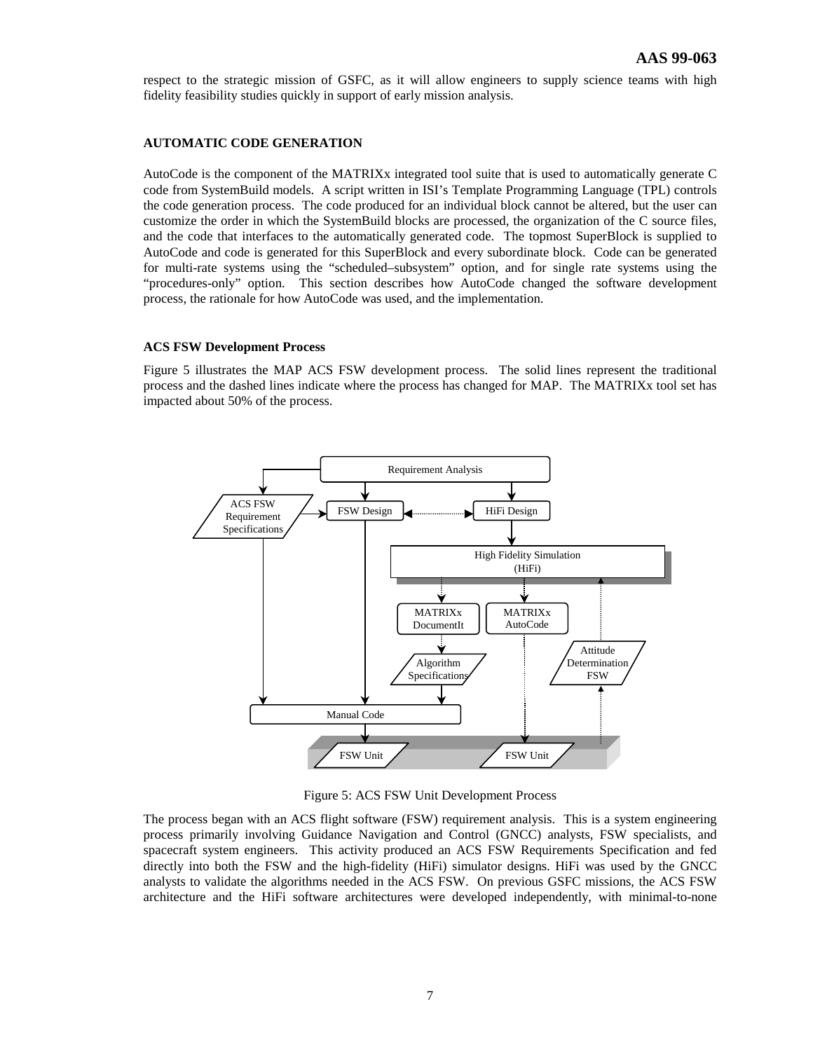respect to the strategic mission of GSFC, as it will allow engineers to supply science teams with high fidelity feasibility studies quickly in support of early mission analysis.

## AUTOMATIC CODE GENERATION

AutoCode is the component of the MATRIXx integrated tool suite that is used to automatically generate C code from SystemBuild models. A script written in ISI's Template Programming Language (TPL) controls the code generation process. The code produced for an individual block cannot be altered, but the user can customize the order in which the SystemBuild blocks are processed, the organization of the C source files, and the code that interfaces to the automatically generated code. The topmost SuperBlock is supplied to AutoCode and code is generated for this SuperBlock and every subordinate block. Code can be generated for multi-rate systems using the "scheduled–subsystem" option, and for single rate systems using the "procedures-only" option. This section describes how AutoCode changed the software development process, the rationale for how AutoCode was used, and the implementation.

### ACS FSW Development Process

Figure 5 illustrates the MAP ACS FSW development process. The solid lines represent the traditional process and the dashed lines indicate where the process has changed for MAP. The MATRIXx tool set has impacted about 50% of the process.

Figure 5: ACS FSW Unit Development Process

The process began with an ACS flight software (FSW) requirement analysis. This is a system engineering process primarily involving Guidance Navigation and Control (GNCC) analysts, FSW specialists, and spacecraft system engineers. This activity produced an ACS FSW Requirements Specification and fed directly into both the FSW and the high-fidelity (HiFi) simulator designs. HiFi was used by the GNCC analysts to validate the algorithms needed in the ACS FSW. On previous GSFC missions, the ACS FSW architecture and the HiFi software architectures were developed independently, with minimal-to-none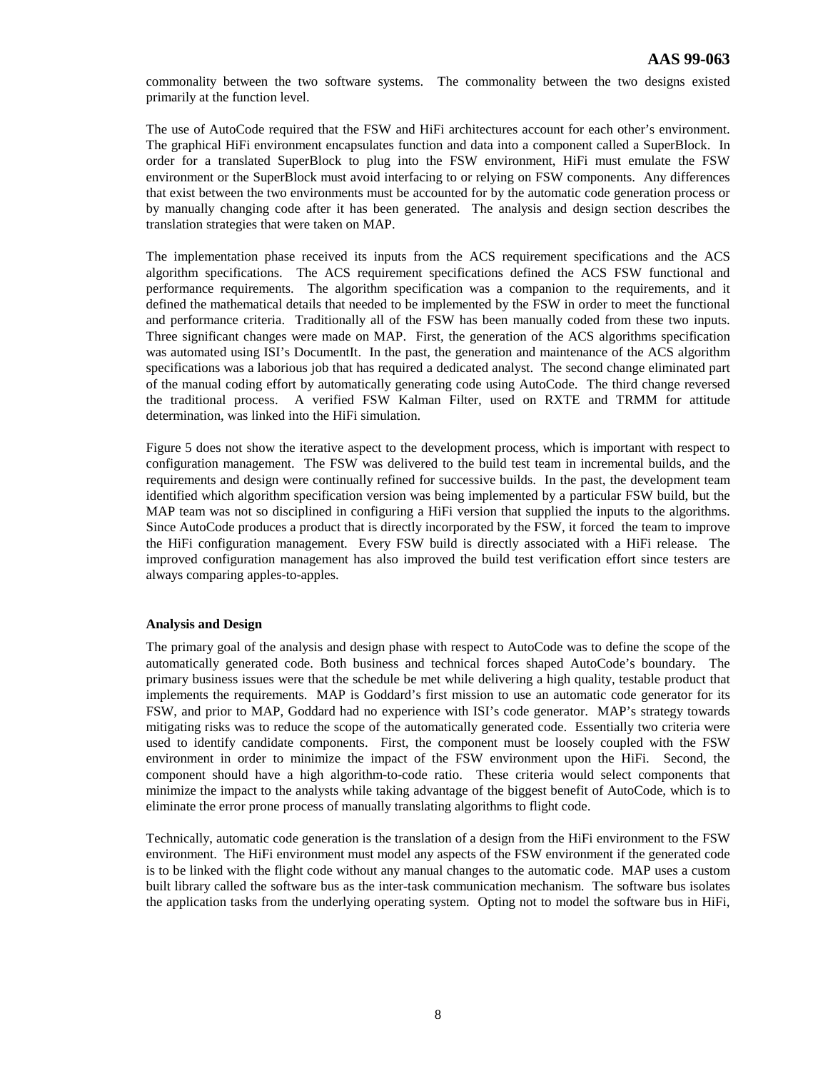commonality between the two software systems. The commonality between the two designs existed primarily at the function level.

The use of AutoCode required that the FSW and HiFi architectures account for each other's environment. The graphical HiFi environment encapsulates function and data into a component called a SuperBlock. In order for a translated SuperBlock to plug into the FSW environment, HiFi must emulate the FSW environment or the SuperBlock must avoid interfacing to or relying on FSW components. Any differences that exist between the two environments must be accounted for by the automatic code generation process or by manually changing code after it has been generated. The analysis and design section describes the translation strategies that were taken on MAP.

The implementation phase received its inputs from the ACS requirement specifications and the ACS algorithm specifications. The ACS requirement specifications defined the ACS FSW functional and performance requirements. The algorithm specification was a companion to the requirements, and it defined the mathematical details that needed to be implemented by the FSW in order to meet the functional and performance criteria. Traditionally all of the FSW has been manually coded from these two inputs. Three significant changes were made on MAP. First, the generation of the ACS algorithms specification was automated using ISI's DocumentIt. In the past, the generation and maintenance of the ACS algorithm specifications was a laborious job that has required a dedicated analyst. The second change eliminated part of the manual coding effort by automatically generating code using AutoCode. The third change reversed the traditional process. A verified FSW Kalman Filter, used on RXTE and TRMM for attitude determination, was linked into the HiFi simulation.

Figure 5 does not show the iterative aspect to the development process, which is important with respect to configuration management. The FSW was delivered to the build test team in incremental builds, and the requirements and design were continually refined for successive builds. In the past, the development team identified which algorithm specification version was being implemented by a particular FSW build, but the MAP team was not so disciplined in configuring a HiFi version that supplied the inputs to the algorithms. Since AutoCode produces a product that is directly incorporated by the FSW, it forced the team to improve the HiFi configuration management. Every FSW build is directly associated with a HiFi release. The improved configuration management has also improved the build test verification effort since testers are always comparing apples-to-apples.

**Analysis and Design**

The primary goal of the analysis and design phase with respect to AutoCode was to define the scope of the automatically generated code. Both business and technical forces shaped AutoCode's boundary. The primary business issues were that the schedule be met while delivering a high quality, testable product that implements the requirements. MAP is Goddard's first mission to use an automatic code generator for its FSW, and prior to MAP, Goddard had no experience with ISI's code generator. MAP's strategy towards mitigating risks was to reduce the scope of the automatically generated code. Essentially two criteria were used to identify candidate components. First, the component must be loosely coupled with the FSW environment in order to minimize the impact of the FSW environment upon the HiFi. Second, the component should have a high algorithm-to-code ratio. These criteria would select components that minimize the impact to the analysts while taking advantage of the biggest benefit of AutoCode, which is to eliminate the error prone process of manually translating algorithms to flight code.

Technically, automatic code generation is the translation of a design from the HiFi environment to the FSW environment. The HiFi environment must model any aspects of the FSW environment if the generated code is to be linked with the flight code without any manual changes to the automatic code. MAP uses a custom built library called the software bus as the inter-task communication mechanism. The software bus isolates the application tasks from the underlying operating system. Opting not to model the software bus in HiFi,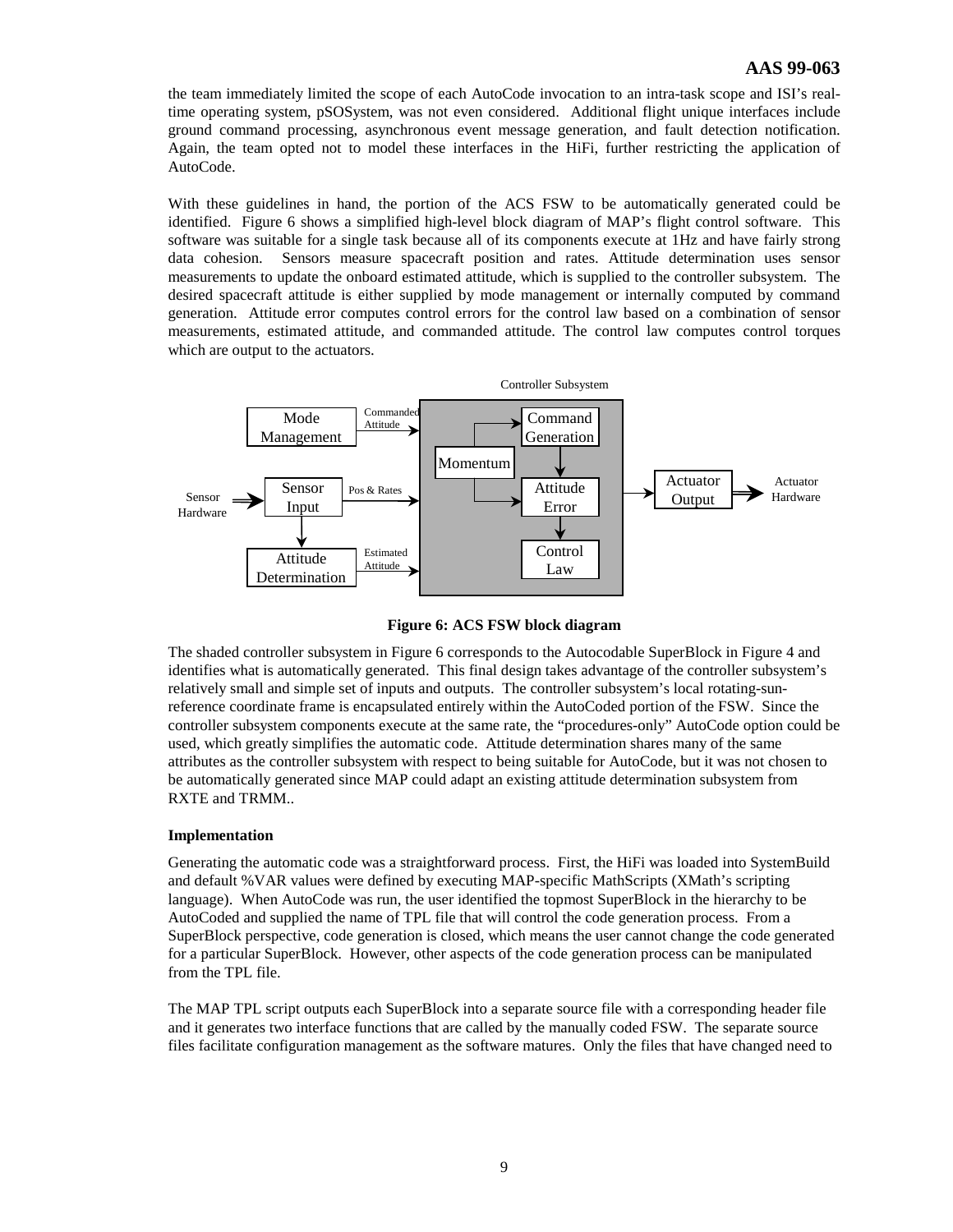the team immediately limited the scope of each AutoCode invocation to an intra-task scope and ISI's real-time operating system, pSOSystem, was not even considered. Additional flight unique interfaces include ground command processing, asynchronous event message generation, and fault detection notification. Again, the team opted not to model these interfaces in the HiFi, further restricting the application of AutoCode.

With these guidelines in hand, the portion of the ACS FSW to be automatically generated could be identified. Figure 6 shows a simplified high-level block diagram of MAP's flight control software. This software was suitable for a single task because all of its components execute at 1Hz and have fairly strong data cohesion. Sensors measure spacecraft position and rates. Attitude determination uses sensor measurements to update the onboard estimated attitude, which is supplied to the controller subsystem. The desired spacecraft attitude is either supplied by mode management or internally computed by command generation. Attitude error computes control errors for the control law based on a combination of sensor measurements, estimated attitude, and commanded attitude. The control law computes control torques which are output to the actuators.

**Figure 6: ACS FSW block diagram**

The shaded controller subsystem in Figure 6 corresponds to the Autocodable SuperBlock in Figure 4 and identifies what is automatically generated. This final design takes advantage of the controller subsystem's relatively small and simple set of inputs and outputs. The controller subsystem's local rotating-sun-reference coordinate frame is encapsulated entirely within the AutoCoded portion of the FSW. Since the controller subsystem components execute at the same rate, the "procedures-only" AutoCode option could be used, which greatly simplifies the automatic code. Attitude determination shares many of the same attributes as the controller subsystem with respect to being suitable for AutoCode, but it was not chosen to be automatically generated since MAP could adapt an existing attitude determination subsystem from RXTE and TRMM..

**Implementation**

Generating the automatic code was a straightforward process. First, the HiFi was loaded into SystemBuild and default %VAR values were defined by executing MAP-specific MathScripts (XMath's scripting language). When AutoCode was run, the user identified the topmost SuperBlock in the hierarchy to be AutoCoded and supplied the name of TPL file that will control the code generation process. From a SuperBlock perspective, code generation is closed, which means the user cannot change the code generated for a particular SuperBlock. However, other aspects of the code generation process can be manipulated from the TPL file.

The MAP TPL script outputs each SuperBlock into a separate source file with a corresponding header file and it generates two interface functions that are called by the manually coded FSW. The separate source files facilitate configuration management as the software matures. Only the files that have changed need to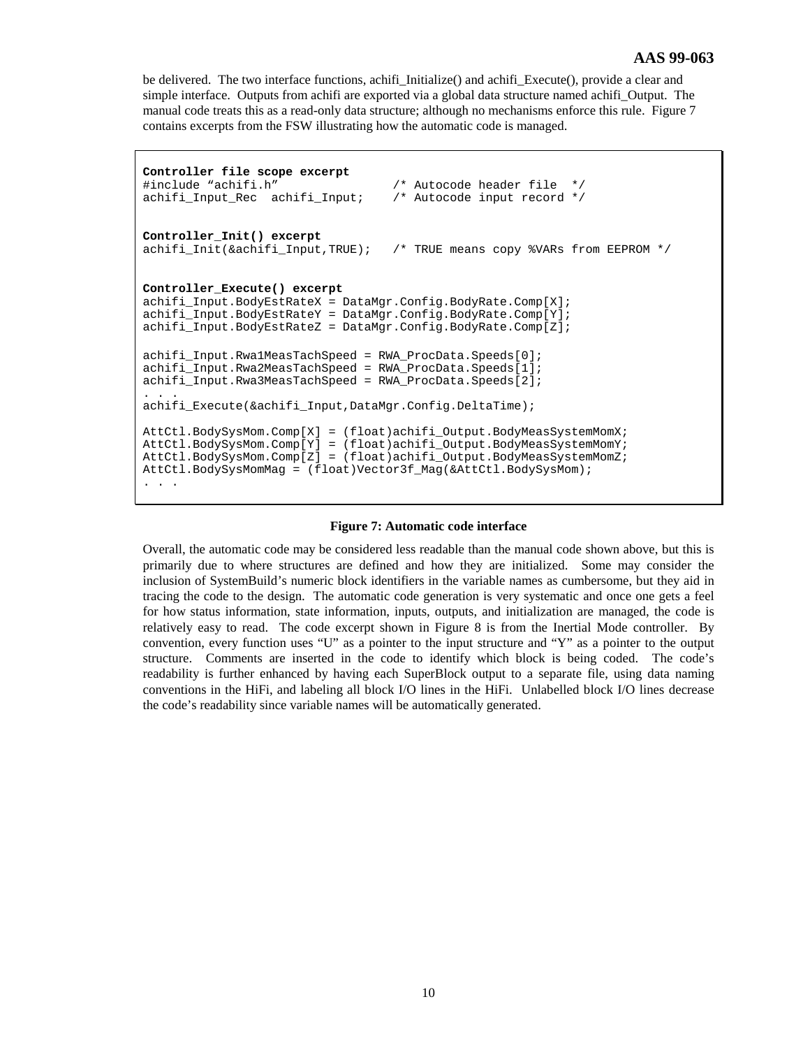be delivered. The two interface functions, achifi_Initialize() and achifi_Execute(), provide a clear and simple interface. Outputs from achifi are exported via a global data structure named achifi_Output. The manual code treats this as a read-only data structure; although no mechanisms enforce this rule. Figure 7 contains excerpts from the FSW illustrating how the automatic code is managed.

```
Controller file scope excerpt
#include "achifi.h"                /* Autocode header file  */
achifi_Input_Rec  achifi_Input;    /* Autocode input record */


Controller_Init() excerpt
achifi_Init(&achifi_Input,TRUE);   /* TRUE means copy %VARs from EEPROM */


Controller_Execute() excerpt
achifi_Input.BodyEstRateX = DataMgr.Config.BodyRate.Comp[X];
achifi_Input.BodyEstRateY = DataMgr.Config.BodyRate.Comp[Y];
achifi_Input.BodyEstRateZ = DataMgr.Config.BodyRate.Comp[Z];

achifi_Input.Rwa1MeasTachSpeed = RWA_ProcData.Speeds[0];
achifi_Input.Rwa2MeasTachSpeed = RWA_ProcData.Speeds[1];
achifi_Input.Rwa3MeasTachSpeed = RWA_ProcData.Speeds[2];
. . .
achifi_Execute(&achifi_Input,DataMgr.Config.DeltaTime);

AttCtl.BodySysMom.Comp[X] = (float)achifi_Output.BodyMeasSystemMomX;
AttCtl.BodySysMom.Comp[Y] = (float)achifi_Output.BodyMeasSystemMomY;
AttCtl.BodySysMom.Comp[Z] = (float)achifi_Output.BodyMeasSystemMomZ;
AttCtl.BodySysMomMag = (float)Vector3f_Mag(&AttCtl.BodySysMom);
. . .
```

**Figure 7: Automatic code interface**

Overall, the automatic code may be considered less readable than the manual code shown above, but this is primarily due to where structures are defined and how they are initialized. Some may consider the inclusion of SystemBuild's numeric block identifiers in the variable names as cumbersome, but they aid in tracing the code to the design. The automatic code generation is very systematic and once one gets a feel for how status information, state information, inputs, outputs, and initialization are managed, the code is relatively easy to read. The code excerpt shown in Figure 8 is from the Inertial Mode controller. By convention, every function uses "U" as a pointer to the input structure and "Y" as a pointer to the output structure. Comments are inserted in the code to identify which block is being coded. The code's readability is further enhanced by having each SuperBlock output to a separate file, using data naming conventions in the HiFi, and labeling all block I/O lines in the HiFi. Unlabelled block I/O lines decrease the code's readability since variable names will be automatically generated.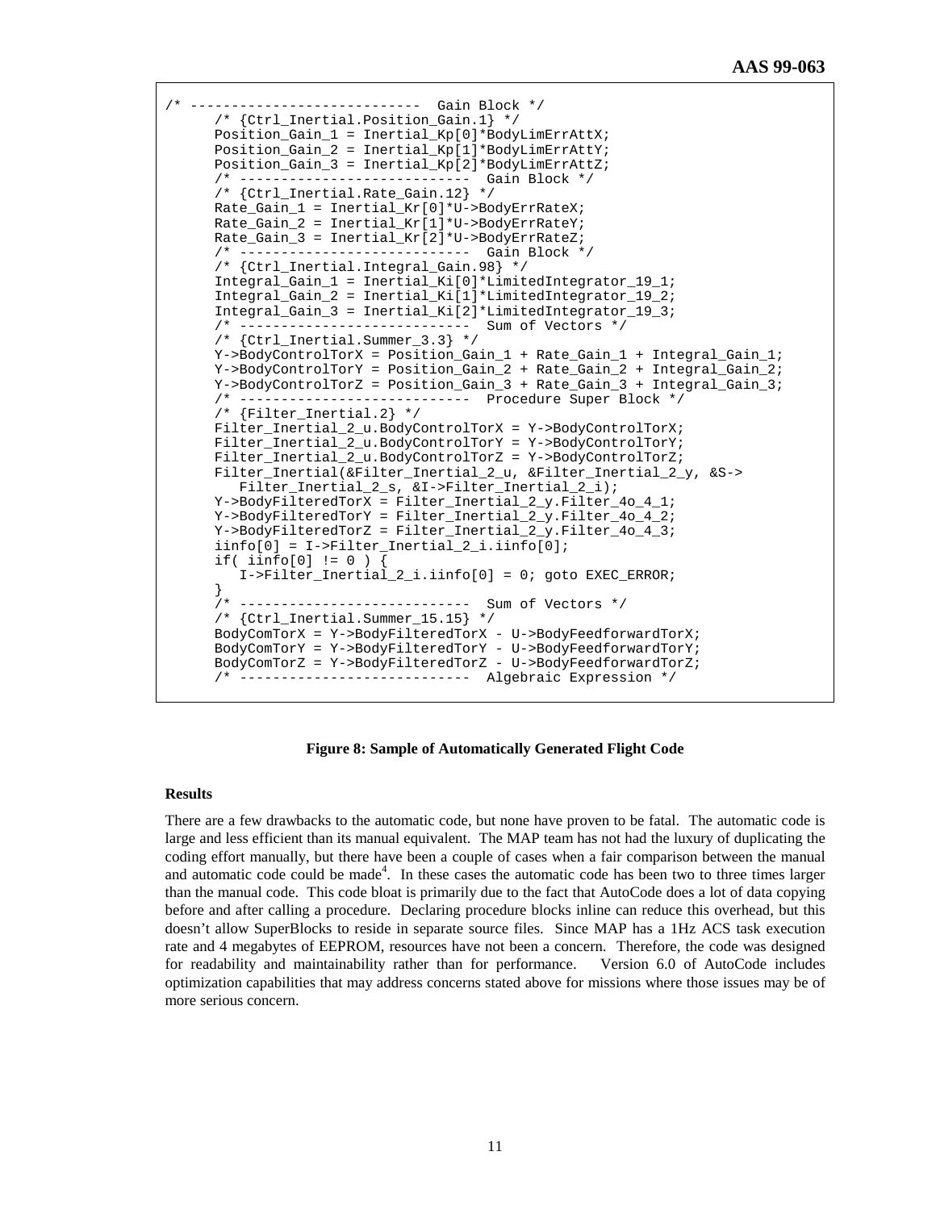```
/* ----------------------------  Gain Block */
      /* {Ctrl_Inertial.Position_Gain.1} */
      Position_Gain_1 = Inertial_Kp[0]*BodyLimErrAttX;
      Position_Gain_2 = Inertial_Kp[1]*BodyLimErrAttY;
      Position_Gain_3 = Inertial_Kp[2]*BodyLimErrAttZ;
      /* ----------------------------  Gain Block */
      /* {Ctrl_Inertial.Rate_Gain.12} */
      Rate_Gain_1 = Inertial_Kr[0]*U->BodyErrRateX;
      Rate_Gain_2 = Inertial_Kr[1]*U->BodyErrRateY;
      Rate_Gain_3 = Inertial_Kr[2]*U->BodyErrRateZ;
      /* ----------------------------  Gain Block */
      /* {Ctrl_Inertial.Integral_Gain.98} */
      Integral_Gain_1 = Inertial_Ki[0]*LimitedIntegrator_19_1;
      Integral_Gain_2 = Inertial_Ki[1]*LimitedIntegrator_19_2;
      Integral_Gain_3 = Inertial_Ki[2]*LimitedIntegrator_19_3;
      /* ----------------------------  Sum of Vectors */
      /* {Ctrl_Inertial.Summer_3.3} */
      Y->BodyControlTorX = Position_Gain_1 + Rate_Gain_1 + Integral_Gain_1;
      Y->BodyControlTorY = Position_Gain_2 + Rate_Gain_2 + Integral_Gain_2;
      Y->BodyControlTorZ = Position_Gain_3 + Rate_Gain_3 + Integral_Gain_3;
      /* ----------------------------  Procedure Super Block */
      /* {Filter_Inertial.2} */
      Filter_Inertial_2_u.BodyControlTorX = Y->BodyControlTorX;
      Filter_Inertial_2_u.BodyControlTorY = Y->BodyControlTorY;
      Filter_Inertial_2_u.BodyControlTorZ = Y->BodyControlTorZ;
      Filter_Inertial(&Filter_Inertial_2_u, &Filter_Inertial_2_y, &S->
         Filter_Inertial_2_s, &I->Filter_Inertial_2_i);
      Y->BodyFilteredTorX = Filter_Inertial_2_y.Filter_4o_4_1;
      Y->BodyFilteredTorY = Filter_Inertial_2_y.Filter_4o_4_2;
      Y->BodyFilteredTorZ = Filter_Inertial_2_y.Filter_4o_4_3;
      iinfo[0] = I->Filter_Inertial_2_i.iinfo[0];
      if( iinfo[0] != 0 ) {
         I->Filter_Inertial_2_i.iinfo[0] = 0; goto EXEC_ERROR;
      }
      /* ----------------------------  Sum of Vectors */
      /* {Ctrl_Inertial.Summer_15.15} */
      BodyComTorX = Y->BodyFilteredTorX - U->BodyFeedforwardTorX;
      BodyComTorY = Y->BodyFilteredTorY - U->BodyFeedforwardTorY;
      BodyComTorZ = Y->BodyFilteredTorZ - U->BodyFeedforwardTorZ;
      /* ----------------------------  Algebraic Expression */
```

**Figure 8: Sample of Automatically Generated Flight Code**

**Results**

There are a few drawbacks to the automatic code, but none have proven to be fatal. The automatic code is large and less efficient than its manual equivalent. The MAP team has not had the luxury of duplicating the coding effort manually, but there have been a couple of cases when a fair comparison between the manual and automatic code could be made[4]. In these cases the automatic code has been two to three times larger than the manual code. This code bloat is primarily due to the fact that AutoCode does a lot of data copying before and after calling a procedure. Declaring procedure blocks inline can reduce this overhead, but this doesn't allow SuperBlocks to reside in separate source files. Since MAP has a 1Hz ACS task execution rate and 4 megabytes of EEPROM, resources have not been a concern. Therefore, the code was designed for readability and maintainability rather than for performance. Version 6.0 of AutoCode includes optimization capabilities that may address concerns stated above for missions where those issues may be of more serious concern.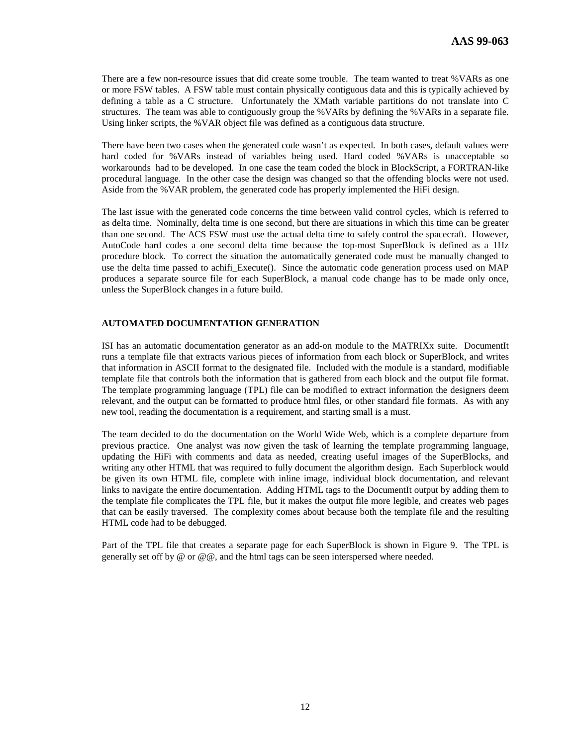There are a few non-resource issues that did create some trouble. The team wanted to treat %VARs as one or more FSW tables. A FSW table must contain physically contiguous data and this is typically achieved by defining a table as a C structure. Unfortunately the XMath variable partitions do not translate into C structures. The team was able to contiguously group the %VARs by defining the %VARs in a separate file. Using linker scripts, the %VAR object file was defined as a contiguous data structure.

There have been two cases when the generated code wasn't as expected. In both cases, default values were hard coded for %VARs instead of variables being used. Hard coded %VARs is unacceptable so workarounds had to be developed. In one case the team coded the block in BlockScript, a FORTRAN-like procedural language. In the other case the design was changed so that the offending blocks were not used. Aside from the %VAR problem, the generated code has properly implemented the HiFi design.

The last issue with the generated code concerns the time between valid control cycles, which is referred to as delta time. Nominally, delta time is one second, but there are situations in which this time can be greater than one second. The ACS FSW must use the actual delta time to safely control the spacecraft. However, AutoCode hard codes a one second delta time because the top-most SuperBlock is defined as a 1Hz procedure block. To correct the situation the automatically generated code must be manually changed to use the delta time passed to achifi_Execute(). Since the automatic code generation process used on MAP produces a separate source file for each SuperBlock, a manual code change has to be made only once, unless the SuperBlock changes in a future build.

## AUTOMATED DOCUMENTATION GENERATION

ISI has an automatic documentation generator as an add-on module to the MATRIXx suite. DocumentIt runs a template file that extracts various pieces of information from each block or SuperBlock, and writes that information in ASCII format to the designated file. Included with the module is a standard, modifiable template file that controls both the information that is gathered from each block and the output file format. The template programming language (TPL) file can be modified to extract information the designers deem relevant, and the output can be formatted to produce html files, or other standard file formats. As with any new tool, reading the documentation is a requirement, and starting small is a must.

The team decided to do the documentation on the World Wide Web, which is a complete departure from previous practice. One analyst was now given the task of learning the template programming language, updating the HiFi with comments and data as needed, creating useful images of the SuperBlocks, and writing any other HTML that was required to fully document the algorithm design. Each Superblock would be given its own HTML file, complete with inline image, individual block documentation, and relevant links to navigate the entire documentation. Adding HTML tags to the DocumentIt output by adding them to the template file complicates the TPL file, but it makes the output file more legible, and creates web pages that can be easily traversed. The complexity comes about because both the template file and the resulting HTML code had to be debugged.

Part of the TPL file that creates a separate page for each SuperBlock is shown in Figure 9. The TPL is generally set off by @ or @@, and the html tags can be seen interspersed where needed.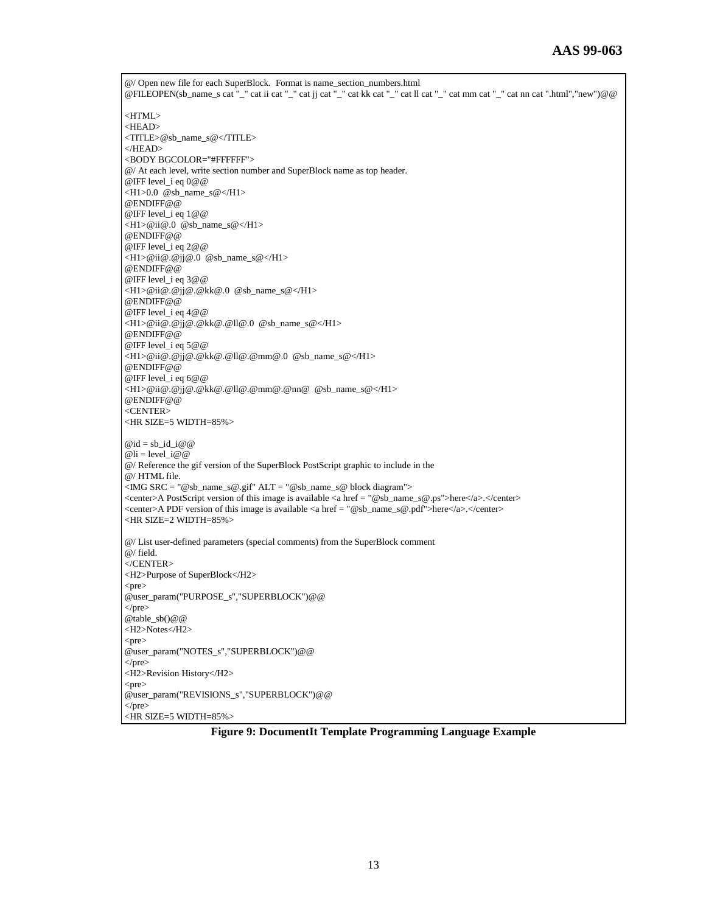```
@/ Open new file for each SuperBlock.  Format is name_section_numbers.html
@FILEOPEN(sb_name_s cat "_" cat ii cat "_" cat jj cat "_" cat kk cat "_" cat ll cat "_" cat mm cat "_" cat nn cat ".html","new")@@

<HTML>
<HEAD>
<TITLE>@sb_name_s@</TITLE>
</HEAD>
<BODY BGCOLOR="#FFFFFF">
@/ At each level, write section number and SuperBlock name as top header.
@IFF level_i eq 0@@
<H1>0.0  @sb_name_s@</H1>
@ENDIFF@@
@IFF level_i eq 1@@
<H1>@ii@.0  @sb_name_s@</H1>
@ENDIFF@@
@IFF level_i eq 2@@
<H1>@ii@.@jj@.0  @sb_name_s@</H1>
@ENDIFF@@
@IFF level_i eq 3@@
<H1>@ii@.@jj@.@kk@.0  @sb_name_s@</H1>
@ENDIFF@@
@IFF level_i eq 4@@
<H1>@ii@.@jj@.@kk@.@ll@.0  @sb_name_s@</H1>
@ENDIFF@@
@IFF level_i eq 5@@
<H1>@ii@.@jj@.@kk@.@ll@.@mm@.0  @sb_name_s@</H1>
@ENDIFF@@
@IFF level_i eq 6@@
<H1>@ii@.@jj@.@kk@.@ll@.@mm@.@nn@  @sb_name_s@</H1>
@ENDIFF@@
<CENTER>
<HR SIZE=5 WIDTH=85%>

@id = sb_id_i@@
@li = level_i@@
@/ Reference the gif version of the SuperBlock PostScript graphic to include in the
@/ HTML file.
<IMG SRC = "@sb_name_s@.gif" ALT = "@sb_name_s@ block diagram">
<center>A PostScript version of this image is available <a href = "@sb_name_s@.ps">here</a>.</center>
<center>A PDF version of this image is available <a href = "@sb_name_s@.pdf">here</a>.</center>
<HR SIZE=2 WIDTH=85%>

@/ List user-defined parameters (special comments) from the SuperBlock comment
@/ field.
</CENTER>
<H2>Purpose of SuperBlock</H2>
<pre>
@user_param("PURPOSE_s","SUPERBLOCK")@@
</pre>
@table_sb()@@
<H2>Notes</H2>
<pre>
@user_param("NOTES_s","SUPERBLOCK")@@
</pre>
<H2>Revision History</H2>
<pre>
@user_param("REVISIONS_s","SUPERBLOCK")@@
</pre>
<HR SIZE=5 WIDTH=85%>
```

**Figure 9: DocumentIt Template Programming Language Example**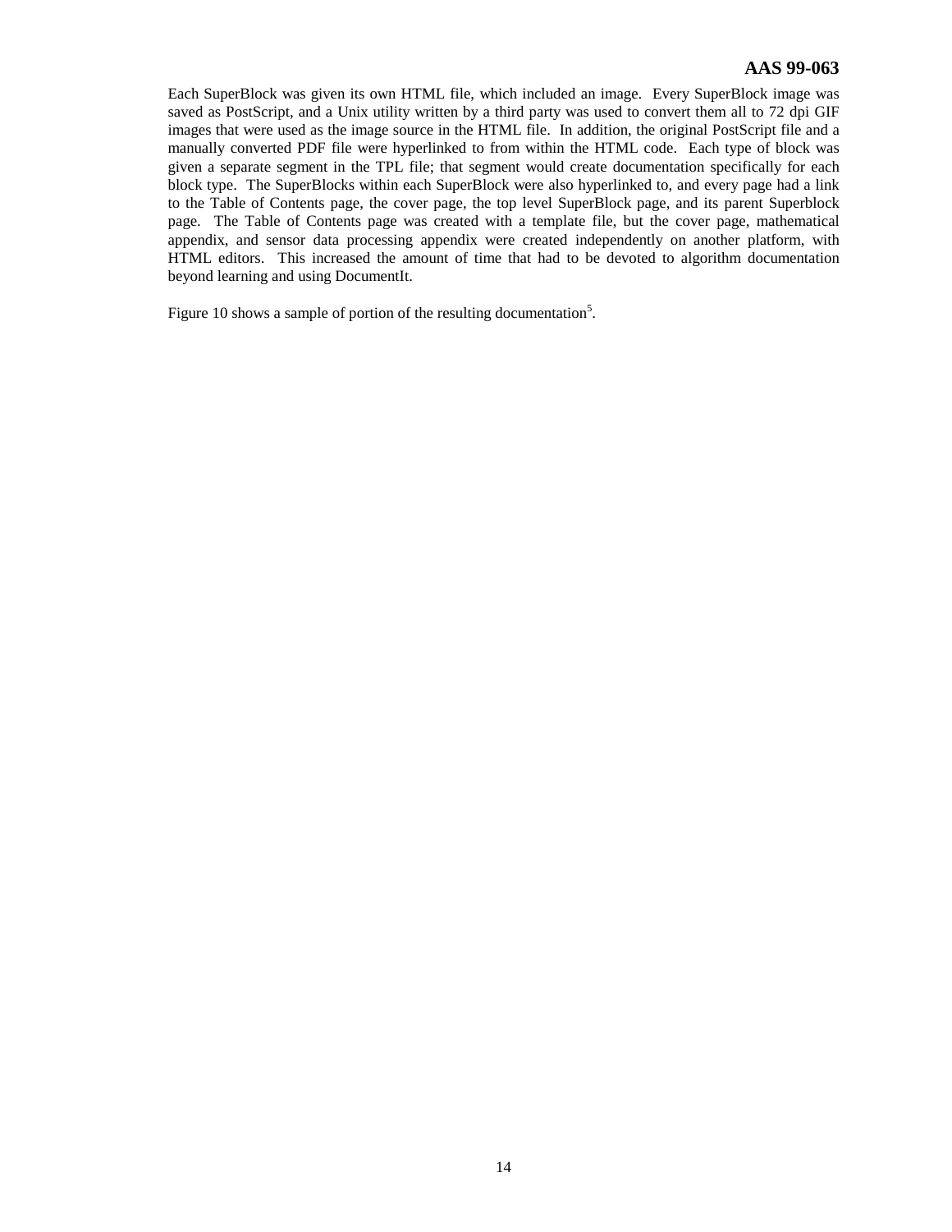Each SuperBlock was given its own HTML file, which included an image. Every SuperBlock image was saved as PostScript, and a Unix utility written by a third party was used to convert them all to 72 dpi GIF images that were used as the image source in the HTML file. In addition, the original PostScript file and a manually converted PDF file were hyperlinked to from within the HTML code. Each type of block was given a separate segment in the TPL file; that segment would create documentation specifically for each block type. The SuperBlocks within each SuperBlock were also hyperlinked to, and every page had a link to the Table of Contents page, the cover page, the top level SuperBlock page, and its parent Superblock page. The Table of Contents page was created with a template file, but the cover page, mathematical appendix, and sensor data processing appendix were created independently on another platform, with HTML editors. This increased the amount of time that had to be devoted to algorithm documentation beyond learning and using DocumentIt.

Figure 10 shows a sample of portion of the resulting documentation[5].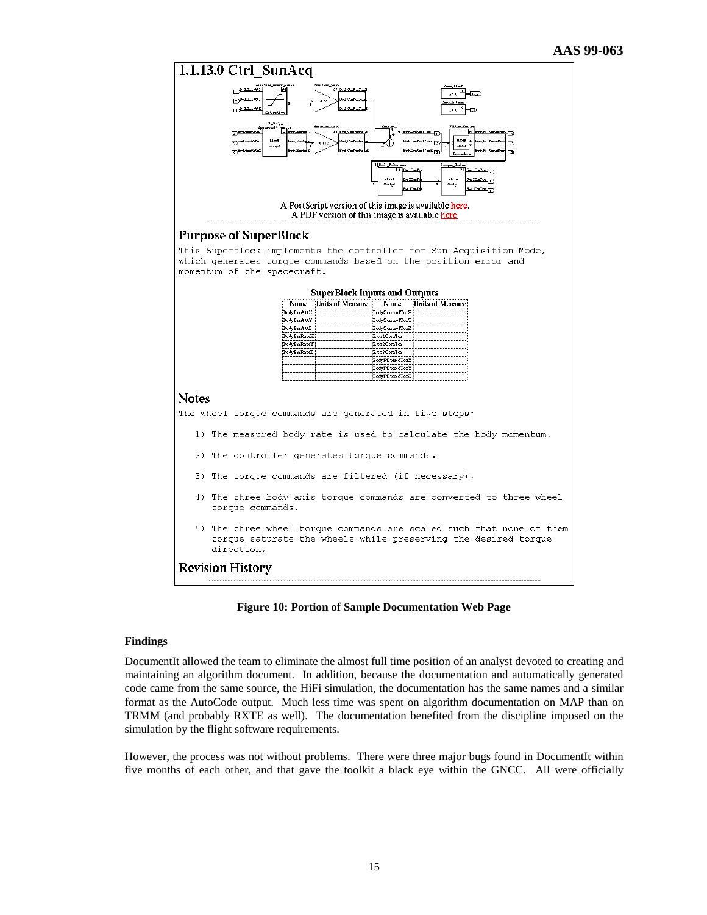## 1.1.13.0 Ctrl_SunAcq

A PostScript version of this image is available here.
A PDF version of this image is available here.

### Purpose of SuperBlock

This Superblock implements the controller for Sun Acquisition Mode, which generates torque commands based on the position error and momentum of the spacecraft.

**SuperBlock Inputs and Outputs**

| Name | Units of Measure | Name | Units of Measure |
|---|---|---|---|
| BodyErrAttX | | BodyControlTorX | |
| BodyErrAttY | | BodyControlTorY | |
| BodyErrAttZ | | BodyControlTorZ | |
| BodyErrRateX | | Rwa1ComTor | |
| BodyErrRateY | | Rwa2ComTor | |
| BodyErrRateZ | | Rwa3ComTor | |
| | | BodyFilteredTorX | |
| | | BodyFilteredTorY | |
| | | BodyFilteredTorZ | |

### Notes

The wheel torque commands are generated in five steps:

1) The measured body rate is used to calculate the body momentum.

2) The controller generates torque commands.

3) The torque commands are filtered (if necessary).

4) The three body-axis torque commands are converted to three wheel torque commands.

5) The three wheel torque commands are scaled such that none of them torque saturate the wheels while preserving the desired torque direction.

### Revision History

**Figure 10: Portion of Sample Documentation Web Page**

#### Findings

DocumentIt allowed the team to eliminate the almost full time position of an analyst devoted to creating and maintaining an algorithm document. In addition, because the documentation and automatically generated code came from the same source, the HiFi simulation, the documentation has the same names and a similar format as the AutoCode output. Much less time was spent on algorithm documentation on MAP than on TRMM (and probably RXTE as well). The documentation benefited from the discipline imposed on the simulation by the flight software requirements.

However, the process was not without problems. There were three major bugs found in DocumentIt within five months of each other, and that gave the toolkit a black eye within the GNCC. All were officially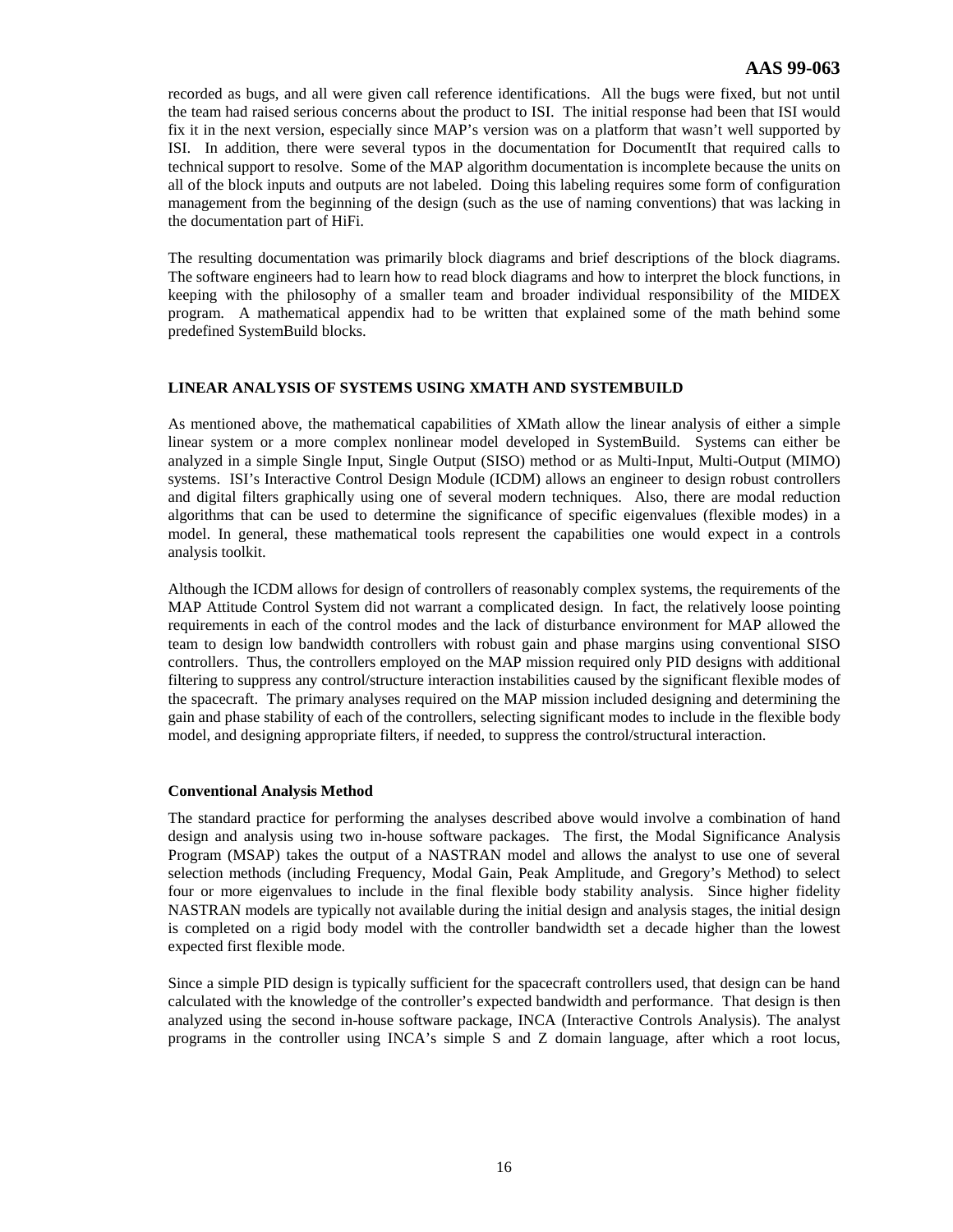recorded as bugs, and all were given call reference identifications. All the bugs were fixed, but not until the team had raised serious concerns about the product to ISI. The initial response had been that ISI would fix it in the next version, especially since MAP's version was on a platform that wasn't well supported by ISI. In addition, there were several typos in the documentation for DocumentIt that required calls to technical support to resolve. Some of the MAP algorithm documentation is incomplete because the units on all of the block inputs and outputs are not labeled. Doing this labeling requires some form of configuration management from the beginning of the design (such as the use of naming conventions) that was lacking in the documentation part of HiFi.

The resulting documentation was primarily block diagrams and brief descriptions of the block diagrams. The software engineers had to learn how to read block diagrams and how to interpret the block functions, in keeping with the philosophy of a smaller team and broader individual responsibility of the MIDEX program. A mathematical appendix had to be written that explained some of the math behind some predefined SystemBuild blocks.

## LINEAR ANALYSIS OF SYSTEMS USING XMATH AND SYSTEMBUILD

As mentioned above, the mathematical capabilities of XMath allow the linear analysis of either a simple linear system or a more complex nonlinear model developed in SystemBuild. Systems can either be analyzed in a simple Single Input, Single Output (SISO) method or as Multi-Input, Multi-Output (MIMO) systems. ISI's Interactive Control Design Module (ICDM) allows an engineer to design robust controllers and digital filters graphically using one of several modern techniques. Also, there are modal reduction algorithms that can be used to determine the significance of specific eigenvalues (flexible modes) in a model. In general, these mathematical tools represent the capabilities one would expect in a controls analysis toolkit.

Although the ICDM allows for design of controllers of reasonably complex systems, the requirements of the MAP Attitude Control System did not warrant a complicated design. In fact, the relatively loose pointing requirements in each of the control modes and the lack of disturbance environment for MAP allowed the team to design low bandwidth controllers with robust gain and phase margins using conventional SISO controllers. Thus, the controllers employed on the MAP mission required only PID designs with additional filtering to suppress any control/structure interaction instabilities caused by the significant flexible modes of the spacecraft. The primary analyses required on the MAP mission included designing and determining the gain and phase stability of each of the controllers, selecting significant modes to include in the flexible body model, and designing appropriate filters, if needed, to suppress the control/structural interaction.

### Conventional Analysis Method

The standard practice for performing the analyses described above would involve a combination of hand design and analysis using two in-house software packages. The first, the Modal Significance Analysis Program (MSAP) takes the output of a NASTRAN model and allows the analyst to use one of several selection methods (including Frequency, Modal Gain, Peak Amplitude, and Gregory's Method) to select four or more eigenvalues to include in the final flexible body stability analysis. Since higher fidelity NASTRAN models are typically not available during the initial design and analysis stages, the initial design is completed on a rigid body model with the controller bandwidth set a decade higher than the lowest expected first flexible mode.

Since a simple PID design is typically sufficient for the spacecraft controllers used, that design can be hand calculated with the knowledge of the controller's expected bandwidth and performance. That design is then analyzed using the second in-house software package, INCA (Interactive Controls Analysis). The analyst programs in the controller using INCA's simple S and Z domain language, after which a root locus,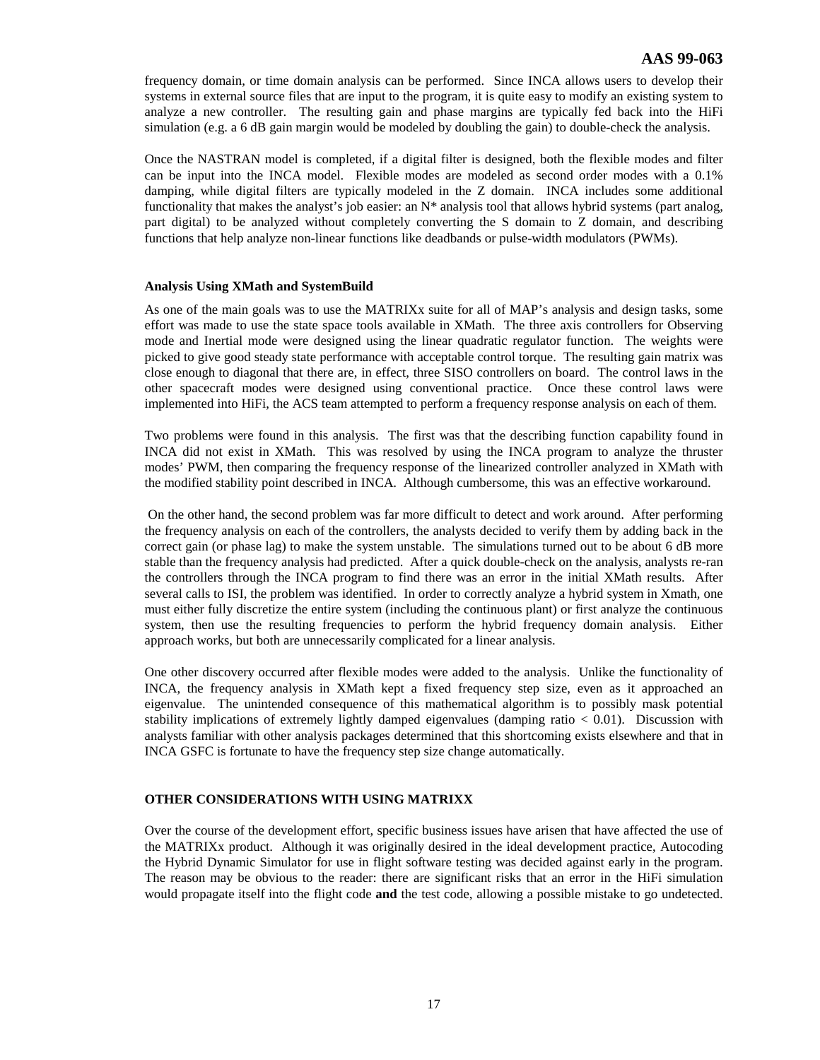frequency domain, or time domain analysis can be performed. Since INCA allows users to develop their systems in external source files that are input to the program, it is quite easy to modify an existing system to analyze a new controller. The resulting gain and phase margins are typically fed back into the HiFi simulation (e.g. a 6 dB gain margin would be modeled by doubling the gain) to double-check the analysis.

Once the NASTRAN model is completed, if a digital filter is designed, both the flexible modes and filter can be input into the INCA model. Flexible modes are modeled as second order modes with a 0.1% damping, while digital filters are typically modeled in the Z domain. INCA includes some additional functionality that makes the analyst's job easier: an N* analysis tool that allows hybrid systems (part analog, part digital) to be analyzed without completely converting the S domain to Z domain, and describing functions that help analyze non-linear functions like deadbands or pulse-width modulators (PWMs).

#### Analysis Using XMath and SystemBuild

As one of the main goals was to use the MATRIXx suite for all of MAP's analysis and design tasks, some effort was made to use the state space tools available in XMath. The three axis controllers for Observing mode and Inertial mode were designed using the linear quadratic regulator function. The weights were picked to give good steady state performance with acceptable control torque. The resulting gain matrix was close enough to diagonal that there are, in effect, three SISO controllers on board. The control laws in the other spacecraft modes were designed using conventional practice. Once these control laws were implemented into HiFi, the ACS team attempted to perform a frequency response analysis on each of them.

Two problems were found in this analysis. The first was that the describing function capability found in INCA did not exist in XMath. This was resolved by using the INCA program to analyze the thruster modes' PWM, then comparing the frequency response of the linearized controller analyzed in XMath with the modified stability point described in INCA. Although cumbersome, this was an effective workaround.

On the other hand, the second problem was far more difficult to detect and work around. After performing the frequency analysis on each of the controllers, the analysts decided to verify them by adding back in the correct gain (or phase lag) to make the system unstable. The simulations turned out to be about 6 dB more stable than the frequency analysis had predicted. After a quick double-check on the analysis, analysts re-ran the controllers through the INCA program to find there was an error in the initial XMath results. After several calls to ISI, the problem was identified. In order to correctly analyze a hybrid system in Xmath, one must either fully discretize the entire system (including the continuous plant) or first analyze the continuous system, then use the resulting frequencies to perform the hybrid frequency domain analysis. Either approach works, but both are unnecessarily complicated for a linear analysis.

One other discovery occurred after flexible modes were added to the analysis. Unlike the functionality of INCA, the frequency analysis in XMath kept a fixed frequency step size, even as it approached an eigenvalue. The unintended consequence of this mathematical algorithm is to possibly mask potential stability implications of extremely lightly damped eigenvalues (damping ratio $< 0.01$). Discussion with analysts familiar with other analysis packages determined that this shortcoming exists elsewhere and that in INCA GSFC is fortunate to have the frequency step size change automatically.

### OTHER CONSIDERATIONS WITH USING MATRIXX

Over the course of the development effort, specific business issues have arisen that have affected the use of the MATRIXx product. Although it was originally desired in the ideal development practice, Autocoding the Hybrid Dynamic Simulator for use in flight software testing was decided against early in the program. The reason may be obvious to the reader: there are significant risks that an error in the HiFi simulation would propagate itself into the flight code **and** the test code, allowing a possible mistake to go undetected.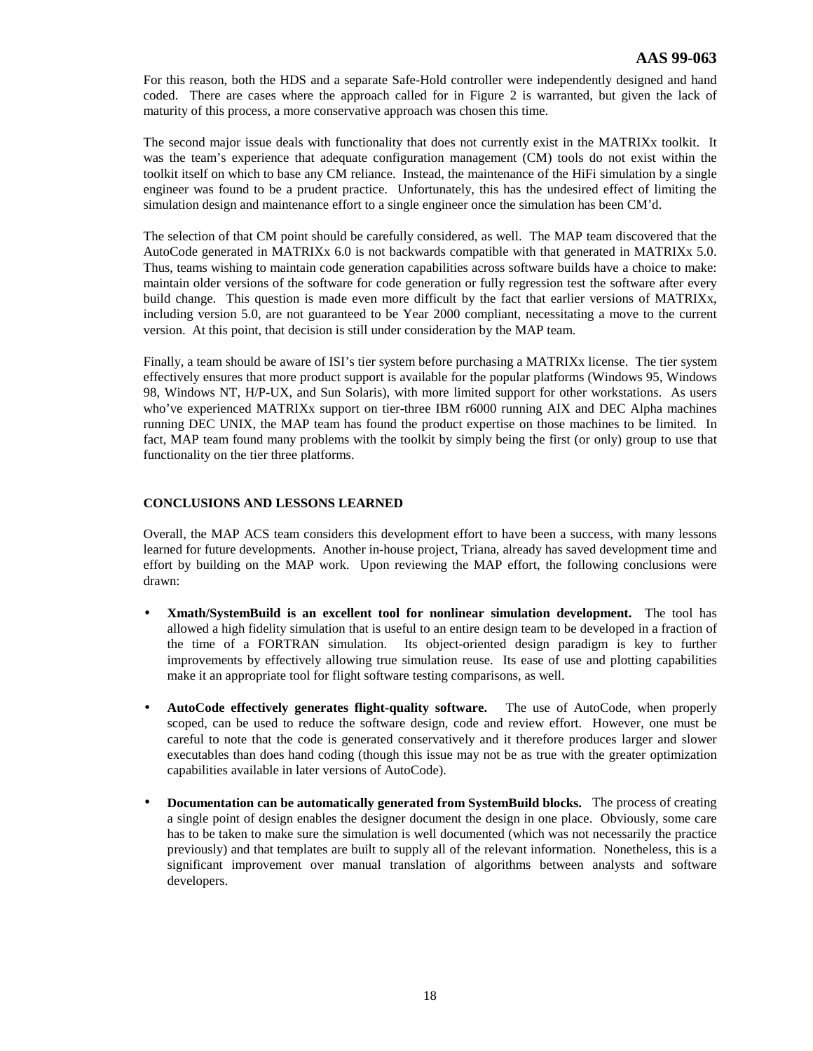For this reason, both the HDS and a separate Safe-Hold controller were independently designed and hand coded. There are cases where the approach called for in Figure 2 is warranted, but given the lack of maturity of this process, a more conservative approach was chosen this time.

The second major issue deals with functionality that does not currently exist in the MATRIXx toolkit. It was the team's experience that adequate configuration management (CM) tools do not exist within the toolkit itself on which to base any CM reliance. Instead, the maintenance of the HiFi simulation by a single engineer was found to be a prudent practice. Unfortunately, this has the undesired effect of limiting the simulation design and maintenance effort to a single engineer once the simulation has been CM'd.

The selection of that CM point should be carefully considered, as well. The MAP team discovered that the AutoCode generated in MATRIXx 6.0 is not backwards compatible with that generated in MATRIXx 5.0. Thus, teams wishing to maintain code generation capabilities across software builds have a choice to make: maintain older versions of the software for code generation or fully regression test the software after every build change. This question is made even more difficult by the fact that earlier versions of MATRIXx, including version 5.0, are not guaranteed to be Year 2000 compliant, necessitating a move to the current version. At this point, that decision is still under consideration by the MAP team.

Finally, a team should be aware of ISI's tier system before purchasing a MATRIXx license. The tier system effectively ensures that more product support is available for the popular platforms (Windows 95, Windows 98, Windows NT, H/P-UX, and Sun Solaris), with more limited support for other workstations. As users who've experienced MATRIXx support on tier-three IBM r6000 running AIX and DEC Alpha machines running DEC UNIX, the MAP team has found the product expertise on those machines to be limited. In fact, MAP team found many problems with the toolkit by simply being the first (or only) group to use that functionality on the tier three platforms.

## CONCLUSIONS AND LESSONS LEARNED

Overall, the MAP ACS team considers this development effort to have been a success, with many lessons learned for future developments. Another in-house project, Triana, already has saved development time and effort by building on the MAP work. Upon reviewing the MAP effort, the following conclusions were drawn:

- **Xmath/SystemBuild is an excellent tool for nonlinear simulation development.** The tool has allowed a high fidelity simulation that is useful to an entire design team to be developed in a fraction of the time of a FORTRAN simulation. Its object-oriented design paradigm is key to further improvements by effectively allowing true simulation reuse. Its ease of use and plotting capabilities make it an appropriate tool for flight software testing comparisons, as well.

- **AutoCode effectively generates flight-quality software.** The use of AutoCode, when properly scoped, can be used to reduce the software design, code and review effort. However, one must be careful to note that the code is generated conservatively and it therefore produces larger and slower executables than does hand coding (though this issue may not be as true with the greater optimization capabilities available in later versions of AutoCode).

- **Documentation can be automatically generated from SystemBuild blocks.** The process of creating a single point of design enables the designer document the design in one place. Obviously, some care has to be taken to make sure the simulation is well documented (which was not necessarily the practice previously) and that templates are built to supply all of the relevant information. Nonetheless, this is a significant improvement over manual translation of algorithms between analysts and software developers.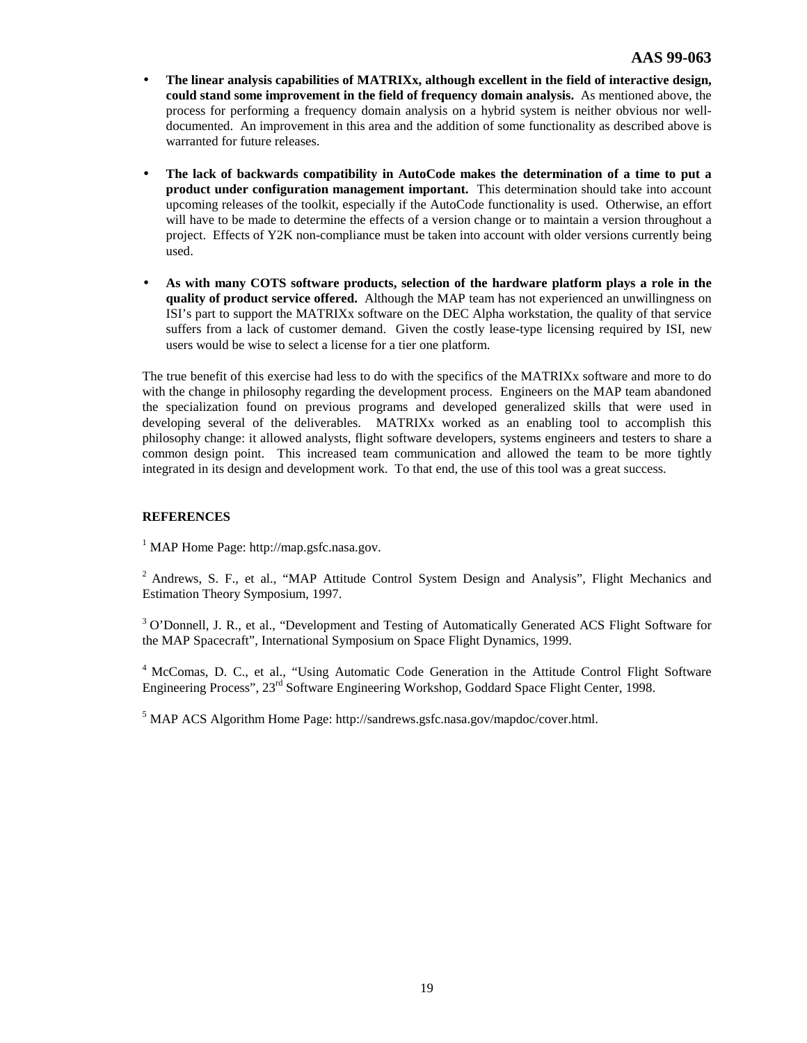- **The linear analysis capabilities of MATRIXx, although excellent in the field of interactive design, could stand some improvement in the field of frequency domain analysis.** As mentioned above, the process for performing a frequency domain analysis on a hybrid system is neither obvious nor well-documented. An improvement in this area and the addition of some functionality as described above is warranted for future releases.

- **The lack of backwards compatibility in AutoCode makes the determination of a time to put a product under configuration management important.** This determination should take into account upcoming releases of the toolkit, especially if the AutoCode functionality is used. Otherwise, an effort will have to be made to determine the effects of a version change or to maintain a version throughout a project. Effects of Y2K non-compliance must be taken into account with older versions currently being used.

- **As with many COTS software products, selection of the hardware platform plays a role in the quality of product service offered.** Although the MAP team has not experienced an unwillingness on ISI's part to support the MATRIXx software on the DEC Alpha workstation, the quality of that service suffers from a lack of customer demand. Given the costly lease-type licensing required by ISI, new users would be wise to select a license for a tier one platform.

The true benefit of this exercise had less to do with the specifics of the MATRIXx software and more to do with the change in philosophy regarding the development process. Engineers on the MAP team abandoned the specialization found on previous programs and developed generalized skills that were used in developing several of the deliverables. MATRIXx worked as an enabling tool to accomplish this philosophy change: it allowed analysts, flight software developers, systems engineers and testers to share a common design point. This increased team communication and allowed the team to be more tightly integrated in its design and development work. To that end, the use of this tool was a great success.

## REFERENCES

[1] MAP Home Page: http://map.gsfc.nasa.gov.

[2] Andrews, S. F., et al., "MAP Attitude Control System Design and Analysis", Flight Mechanics and Estimation Theory Symposium, 1997.

[3] O'Donnell, J. R., et al., "Development and Testing of Automatically Generated ACS Flight Software for the MAP Spacecraft", International Symposium on Space Flight Dynamics, 1999.

[4] McComas, D. C., et al., "Using Automatic Code Generation in the Attitude Control Flight Software Engineering Process", 23rd Software Engineering Workshop, Goddard Space Flight Center, 1998.

[5] MAP ACS Algorithm Home Page: http://sandrews.gsfc.nasa.gov/mapdoc/cover.html.